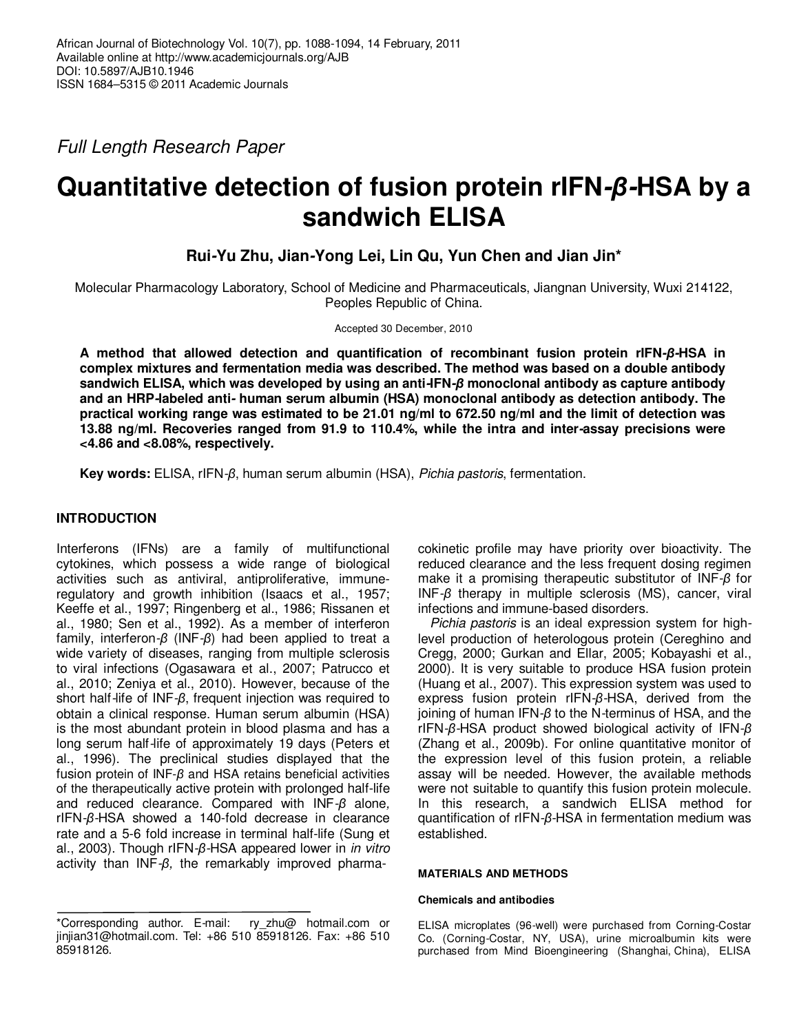African Journal of Biotechnology Vol. 10(7), pp. 1088-1094, 14 February, 2011
Available online at http://www.academicjournals.org/AJB
DOI: 10.5897/AJB10.1946
ISSN 1684–5315 © 2011 Academic Journals

*Full Length Research Paper*

# Quantitative detection of fusion protein rIFN-*β*-HSA by a sandwich ELISA

**Rui-Yu Zhu, Jian-Yong Lei, Lin Qu, Yun Chen and Jian Jin***

Molecular Pharmacology Laboratory, School of Medicine and Pharmaceuticals, Jiangnan University, Wuxi 214122, Peoples Republic of China.

Accepted 30 December, 2010

**A method that allowed detection and quantification of recombinant fusion protein rIFN-*β*-HSA in complex mixtures and fermentation media was described. The method was based on a double antibody sandwich ELISA, which was developed by using an anti-IFN-*β* monoclonal antibody as capture antibody and an HRP-labeled anti- human serum albumin (HSA) monoclonal antibody as detection antibody. The practical working range was estimated to be 21.01 ng/ml to 672.50 ng/ml and the limit of detection was 13.88 ng/ml. Recoveries ranged from 91.9 to 110.4%, while the intra and inter-assay precisions were <4.86 and <8.08%, respectively.**

**Key words:** ELISA, rIFN-*β*, human serum albumin (HSA), *Pichia pastoris*, fermentation.

## INTRODUCTION

Interferons (IFNs) are a family of multifunctional cytokines, which possess a wide range of biological activities such as antiviral, antiproliferative, immune-regulatory and growth inhibition (Isaacs et al., 1957; Keeffe et al., 1997; Ringenberg et al., 1986; Rissanen et al., 1980; Sen et al., 1992). As a member of interferon family, interferon-*β* (INF-*β*) had been applied to treat a wide variety of diseases, ranging from multiple sclerosis to viral infections (Ogasawara et al., 2007; Patrucco et al., 2010; Zeniya et al., 2010). However, because of the short half-life of INF-*β*, frequent injection was required to obtain a clinical response. Human serum albumin (HSA) is the most abundant protein in blood plasma and has a long serum half-life of approximately 19 days (Peters et al., 1996). The preclinical studies displayed that the fusion protein of INF-*β* and HSA retains beneficial activities of the therapeutically active protein with prolonged half-life and reduced clearance. Compared with INF-*β* alone, rIFN-*β*-HSA showed a 140-fold decrease in clearance rate and a 5-6 fold increase in terminal half-life (Sung et al., 2003). Though rIFN-*β*-HSA appeared lower in *in vitro* activity than INF-*β*, the remarkably improved pharmacokinetic profile may have priority over bioactivity. The reduced clearance and the less frequent dosing regimen make it a promising therapeutic substitutor of INF-*β* for INF-*β* therapy in multiple sclerosis (MS), cancer, viral infections and immune-based disorders.

*Pichia pastoris* is an ideal expression system for high-level production of heterologous protein (Cereghino and Cregg, 2000; Gurkan and Ellar, 2005; Kobayashi et al., 2000). It is very suitable to produce HSA fusion protein (Huang et al., 2007). This expression system was used to express fusion protein rIFN-*β*-HSA, derived from the joining of human IFN-*β* to the N-terminus of HSA, and the rIFN-*β*-HSA product showed biological activity of IFN-*β* (Zhang et al., 2009b). For online quantitative monitor of the expression level of this fusion protein, a reliable assay will be needed. However, the available methods were not suitable to quantify this fusion protein molecule. In this research, a sandwich ELISA method for quantification of rIFN-*β*-HSA in fermentation medium was established.

## MATERIALS AND METHODS

### Chemicals and antibodies

ELISA microplates (96-well) were purchased from Corning-Costar Co. (Corning-Costar, NY, USA), urine microalbumin kits were purchased from Mind Bioengineering (Shanghai, China), ELISA

*Corresponding author. E-mail: ry_zhu@ hotmail.com or jinjian31@hotmail.com. Tel: +86 510 85918126. Fax: +86 510 85918126.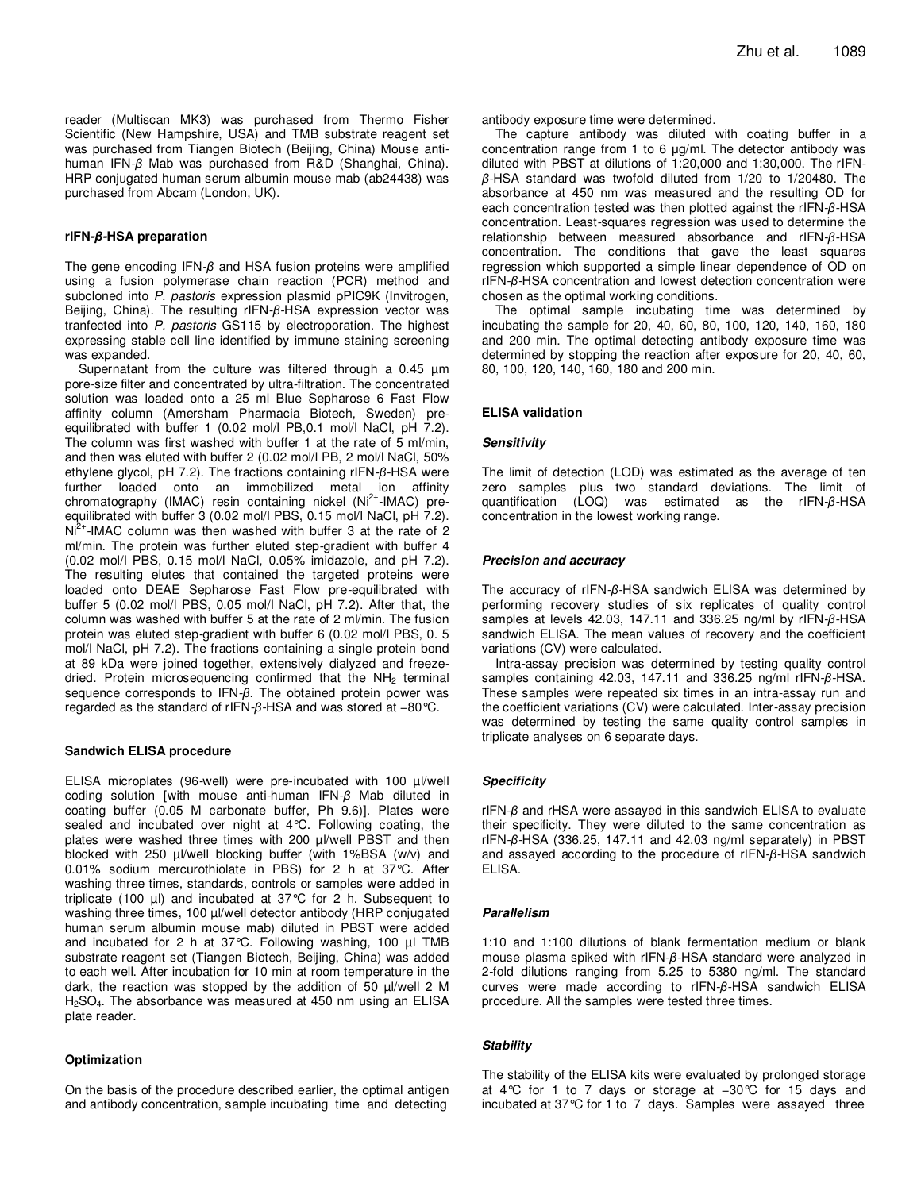reader (Multiscan MK3) was purchased from Thermo Fisher Scientific (New Hampshire, USA) and TMB substrate reagent set was purchased from Tiangen Biotech (Beijing, China) Mouse anti-human IFN-*β* Mab was purchased from R&D (Shanghai, China). HRP conjugated human serum albumin mouse mab (ab24438) was purchased from Abcam (London, UK).

#### rIFN-*β*-HSA preparation

The gene encoding IFN-*β* and HSA fusion proteins were amplified using a fusion polymerase chain reaction (PCR) method and subcloned into *P. pastoris* expression plasmid pPIC9K (Invitrogen, Beijing, China). The resulting rIFN-*β*-HSA expression vector was tranfected into *P. pastoris* GS115 by electroporation. The highest expressing stable cell line identified by immune staining screening was expanded.

Supernatant from the culture was filtered through a 0.45 µm pore-size filter and concentrated by ultra-filtration. The concentrated solution was loaded onto a 25 ml Blue Sepharose 6 Fast Flow affinity column (Amersham Pharmacia Biotech, Sweden) pre-equilibrated with buffer 1 (0.02 mol/l PB,0.1 mol/l NaCl, pH 7.2). The column was first washed with buffer 1 at the rate of 5 ml/min, and then was eluted with buffer 2 (0.02 mol/l PB, 2 mol/l NaCl, 50% ethylene glycol, pH 7.2). The fractions containing rIFN-*β*-HSA were further loaded onto an immobilized metal ion affinity chromatography (IMAC) resin containing nickel ($Ni^{2+}$-IMAC) pre-equilibrated with buffer 3 (0.02 mol/l PBS, 0.15 mol/l NaCl, pH 7.2). $Ni^{2+}$-IMAC column was then washed with buffer 3 at the rate of 2 ml/min. The protein was further eluted step-gradient with buffer 4 (0.02 mol/l PBS, 0.15 mol/l NaCl, 0.05% imidazole, and pH 7.2). The resulting elutes that contained the targeted proteins were loaded onto DEAE Sepharose Fast Flow pre-equilibrated with buffer 5 (0.02 mol/l PBS, 0.05 mol/l NaCl, pH 7.2). After that, the column was washed with buffer 5 at the rate of 2 ml/min. The fusion protein was eluted step-gradient with buffer 6 (0.02 mol/l PBS, 0. 5 mol/l NaCl, pH 7.2). The fractions containing a single protein bond at 89 kDa were joined together, extensively dialyzed and freeze-dried. Protein microsequencing confirmed that the $NH_2$ terminal sequence corresponds to IFN-*β*. The obtained protein power was regarded as the standard of rIFN-*β*-HSA and was stored at −80°C.

#### Sandwich ELISA procedure

ELISA microplates (96-well) were pre-incubated with 100 µl/well coding solution [with mouse anti-human IFN-*β* Mab diluted in coating buffer (0.05 M carbonate buffer, Ph 9.6)]. Plates were sealed and incubated over night at 4°C. Following coating, the plates were washed three times with 200 µl/well PBST and then blocked with 250 µl/well blocking buffer (with 1%BSA (w/v) and 0.01% sodium mercurothiolate in PBS) for 2 h at 37°C. After washing three times, standards, controls or samples were added in triplicate (100 µl) and incubated at 37°C for 2 h. Subsequent to washing three times, 100 µl/well detector antibody (HRP conjugated human serum albumin mouse mab) diluted in PBST were added and incubated for 2 h at 37°C. Following washing, 100 µl TMB substrate reagent set (Tiangen Biotech, Beijing, China) was added to each well. After incubation for 10 min at room temperature in the dark, the reaction was stopped by the addition of 50 µl/well 2 M $H_2SO_4$. The absorbance was measured at 450 nm using an ELISA plate reader.

#### Optimization

On the basis of the procedure described earlier, the optimal antigen and antibody concentration, sample incubating time and detecting antibody exposure time were determined.

The capture antibody was diluted with coating buffer in a concentration range from 1 to 6 µg/ml. The detector antibody was diluted with PBST at dilutions of 1:20,000 and 1:30,000. The rIFN-*β*-HSA standard was twofold diluted from 1/20 to 1/20480. The absorbance at 450 nm was measured and the resulting OD for each concentration tested was then plotted against the rIFN-*β*-HSA concentration. Least-squares regression was used to determine the relationship between measured absorbance and rIFN-*β*-HSA concentration. The conditions that gave the least squares regression which supported a simple linear dependence of OD on rIFN-*β*-HSA concentration and lowest detection concentration were chosen as the optimal working conditions.

The optimal sample incubating time was determined by incubating the sample for 20, 40, 60, 80, 100, 120, 140, 160, 180 and 200 min. The optimal detecting antibody exposure time was determined by stopping the reaction after exposure for 20, 40, 60, 80, 100, 120, 140, 160, 180 and 200 min.

#### ELISA validation

##### *Sensitivity*

The limit of detection (LOD) was estimated as the average of ten zero samples plus two standard deviations. The limit of quantification (LOQ) was estimated as the rIFN-*β*-HSA concentration in the lowest working range.

##### *Precision and accuracy*

The accuracy of rIFN-*β*-HSA sandwich ELISA was determined by performing recovery studies of six replicates of quality control samples at levels 42.03, 147.11 and 336.25 ng/ml by rIFN-*β*-HSA sandwich ELISA. The mean values of recovery and the coefficient variations (CV) were calculated.

Intra-assay precision was determined by testing quality control samples containing 42.03, 147.11 and 336.25 ng/ml rIFN-*β*-HSA. These samples were repeated six times in an intra-assay run and the coefficient variations (CV) were calculated. Inter-assay precision was determined by testing the same quality control samples in triplicate analyses on 6 separate days.

##### *Specificity*

rIFN-*β* and rHSA were assayed in this sandwich ELISA to evaluate their specificity. They were diluted to the same concentration as rIFN-*β*-HSA (336.25, 147.11 and 42.03 ng/ml separately) in PBST and assayed according to the procedure of rIFN-*β*-HSA sandwich ELISA.

##### *Parallelism*

1:10 and 1:100 dilutions of blank fermentation medium or blank mouse plasma spiked with rIFN-*β*-HSA standard were analyzed in 2-fold dilutions ranging from 5.25 to 5380 ng/ml. The standard curves were made according to rIFN-*β*-HSA sandwich ELISA procedure. All the samples were tested three times.

##### *Stability*

The stability of the ELISA kits were evaluated by prolonged storage at 4°C for 1 to 7 days or storage at −30°C for 15 days and incubated at 37°C for 1 to 7 days. Samples were assayed three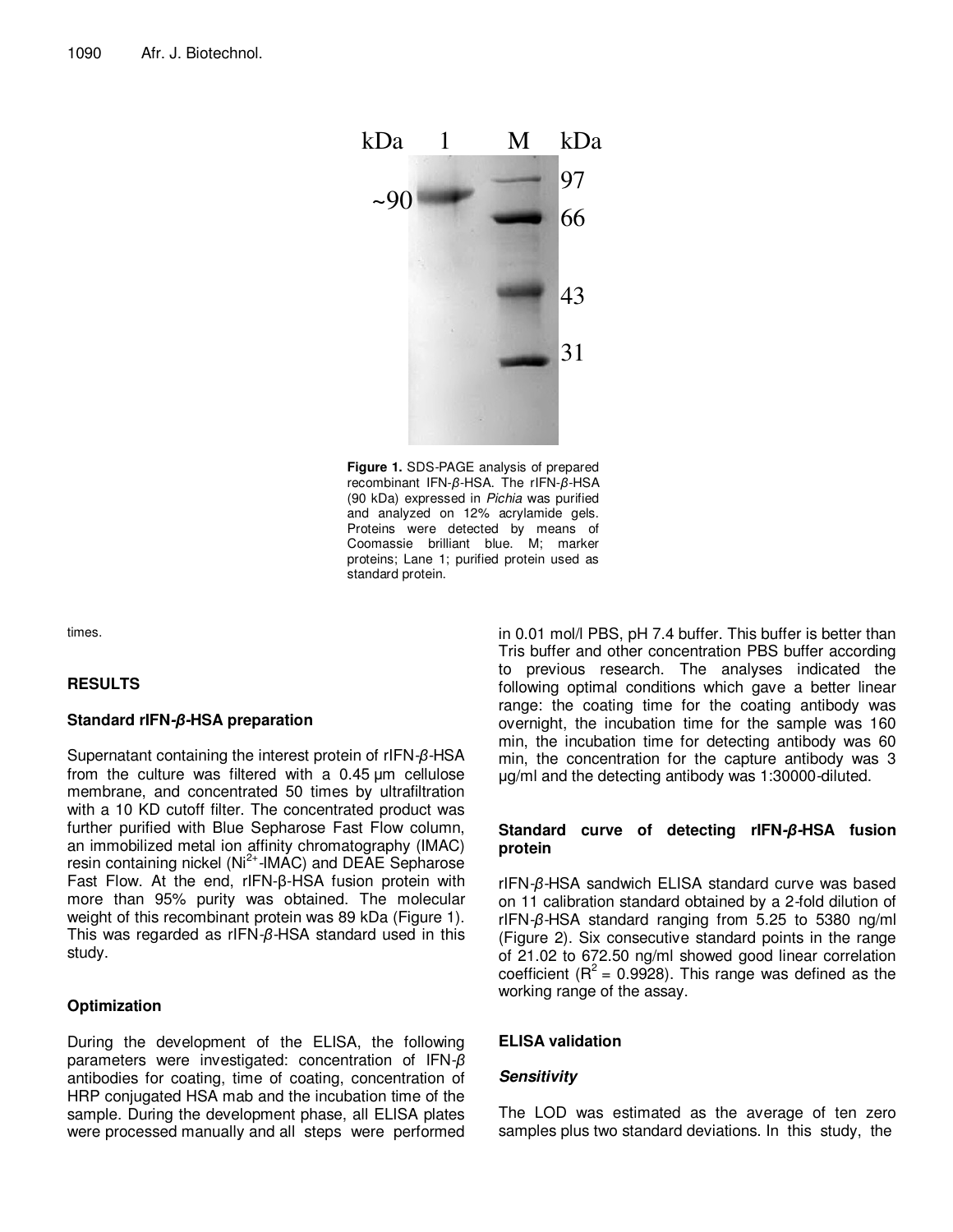**Figure 1.** SDS-PAGE analysis of prepared recombinant IFN-*β*-HSA. The rIFN-*β*-HSA (90 kDa) expressed in *Pichia* was purified and analyzed on 12% acrylamide gels. Proteins were detected by means of Coomassie brilliant blue. M; marker proteins; Lane 1; purified protein used as standard protein.

times.

## RESULTS

### Standard rIFN-*β*-HSA preparation

Supernatant containing the interest protein of rIFN-*β*-HSA from the culture was filtered with a 0.45 µm cellulose membrane, and concentrated 50 times by ultrafiltration with a 10 KD cutoff filter. The concentrated product was further purified with Blue Sepharose Fast Flow column, an immobilized metal ion affinity chromatography (IMAC) resin containing nickel ($Ni^{2+}$-IMAC) and DEAE Sepharose Fast Flow. At the end, rIFN-β-HSA fusion protein with more than 95% purity was obtained. The molecular weight of this recombinant protein was 89 kDa (Figure 1). This was regarded as rIFN-*β*-HSA standard used in this study.

### Optimization

During the development of the ELISA, the following parameters were investigated: concentration of IFN-*β* antibodies for coating, time of coating, concentration of HRP conjugated HSA mab and the incubation time of the sample. During the development phase, all ELISA plates were processed manually and all steps were performed in 0.01 mol/l PBS, pH 7.4 buffer. This buffer is better than Tris buffer and other concentration PBS buffer according to previous research. The analyses indicated the following optimal conditions which gave a better linear range: the coating time for the coating antibody was overnight, the incubation time for the sample was 160 min, the incubation time for detecting antibody was 60 min, the concentration for the capture antibody was 3 µg/ml and the detecting antibody was 1:30000-diluted.

### Standard curve of detecting rIFN-*β*-HSA fusion protein

rIFN-*β*-HSA sandwich ELISA standard curve was based on 11 calibration standard obtained by a 2-fold dilution of rIFN-*β*-HSA standard ranging from 5.25 to 5380 ng/ml (Figure 2). Six consecutive standard points in the range of 21.02 to 672.50 ng/ml showed good linear correlation coefficient ($R^2$ = 0.9928). This range was defined as the working range of the assay.

### ELISA validation

#### *Sensitivity*

The LOD was estimated as the average of ten zero samples plus two standard deviations. In this study, the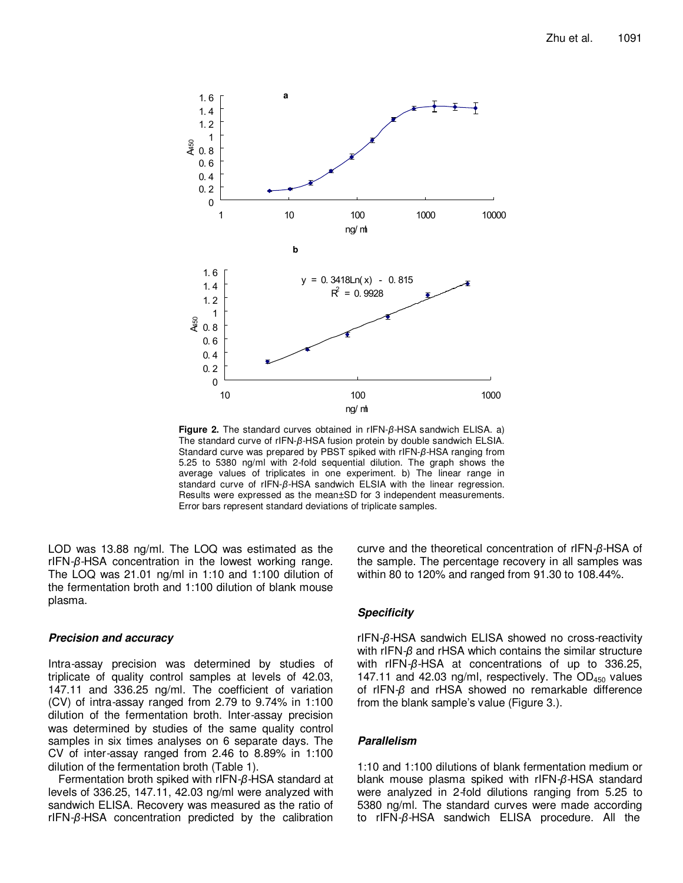**Figure 2.** The standard curves obtained in rIFN-$\beta$-HSA sandwich ELISA. a) The standard curve of rIFN-$\beta$-HSA fusion protein by double sandwich ELSIA. Standard curve was prepared by PBST spiked with rIFN-$\beta$-HSA ranging from 5.25 to 5380 ng/ml with 2-fold sequential dilution. The graph shows the average values of triplicates in one experiment. b) The linear range in standard curve of rIFN-$\beta$-HSA sandwich ELSIA with the linear regression. Results were expressed as the mean±SD for 3 independent measurements. Error bars represent standard deviations of triplicate samples.

LOD was 13.88 ng/ml. The LOQ was estimated as the rIFN-$\beta$-HSA concentration in the lowest working range. The LOQ was 21.01 ng/ml in 1:10 and 1:100 dilution of the fermentation broth and 1:100 dilution of blank mouse plasma.

### *Precision and accuracy*

Intra-assay precision was determined by studies of triplicate of quality control samples at levels of 42.03, 147.11 and 336.25 ng/ml. The coefficient of variation (CV) of intra-assay ranged from 2.79 to 9.74% in 1:100 dilution of the fermentation broth. Inter-assay precision was determined by studies of the same quality control samples in six times analyses on 6 separate days. The CV of inter-assay ranged from 2.46 to 8.89% in 1:100 dilution of the fermentation broth (Table 1).

Fermentation broth spiked with rIFN-$\beta$-HSA standard at levels of 336.25, 147.11, 42.03 ng/ml were analyzed with sandwich ELISA. Recovery was measured as the ratio of rIFN-$\beta$-HSA concentration predicted by the calibration curve and the theoretical concentration of rIFN-$\beta$-HSA of the sample. The percentage recovery in all samples was within 80 to 120% and ranged from 91.30 to 108.44%.

### *Specificity*

rIFN-$\beta$-HSA sandwich ELISA showed no cross-reactivity with rIFN-$\beta$ and rHSA which contains the similar structure with rIFN-$\beta$-HSA at concentrations of up to 336.25, 147.11 and 42.03 ng/ml, respectively. The $OD_{450}$ values of rIFN-$\beta$ and rHSA showed no remarkable difference from the blank sample's value (Figure 3.).

### *Parallelism*

1:10 and 1:100 dilutions of blank fermentation medium or blank mouse plasma spiked with rIFN-$\beta$-HSA standard were analyzed in 2-fold dilutions ranging from 5.25 to 5380 ng/ml. The standard curves were made according to rIFN-$\beta$-HSA sandwich ELISA procedure. All the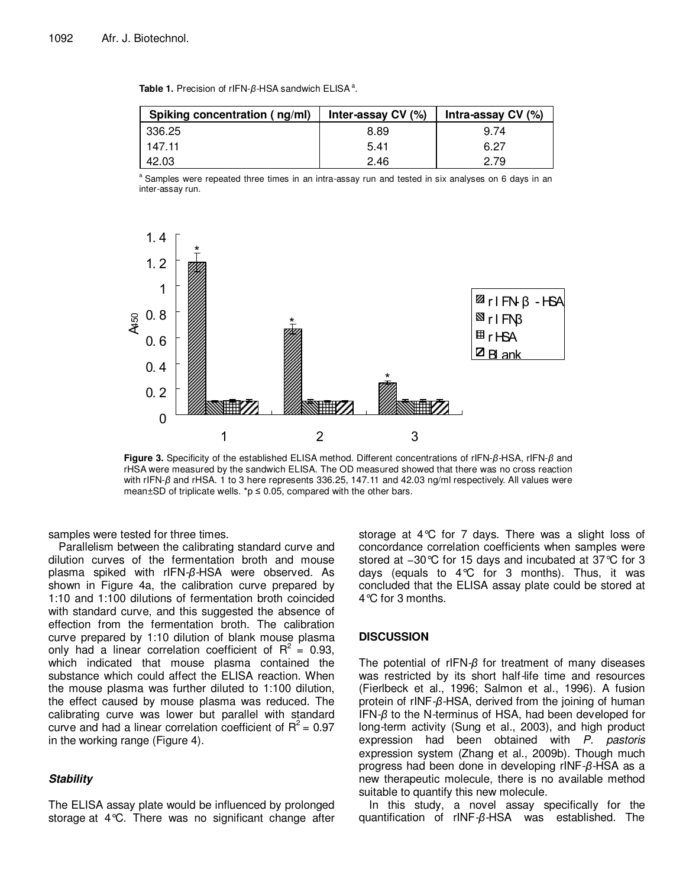**Table 1.** Precision of rIFN-*β*-HSA sandwich ELISA [a].

| Spiking concentration ( ng/ml) | Inter-assay CV (%) | Intra-assay CV (%) |
|---|---|---|
| 336.25 | 8.89 | 9.74 |
| 147.11 | 5.41 | 6.27 |
| 42.03 | 2.46 | 2.79 |

[a] Samples were repeated three times in an intra-assay run and tested in six analyses on 6 days in an inter-assay run.

**Figure 3.** Specificity of the established ELISA method. Different concentrations of rIFN-*β*-HSA, rIFN-*β* and rHSA were measured by the sandwich ELISA. The OD measured showed that there was no cross reaction with rIFN-*β* and rHSA. 1 to 3 here represents 336.25, 147.11 and 42.03 ng/ml respectively. All values were mean±SD of triplicate wells. *p ≤ 0.05, compared with the other bars.

samples were tested for three times.

Parallelism between the calibrating standard curve and dilution curves of the fermentation broth and mouse plasma spiked with rIFN-*β*-HSA were observed. As shown in Figure 4a, the calibration curve prepared by 1:10 and 1:100 dilutions of fermentation broth coincided with standard curve, and this suggested the absence of effection from the fermentation broth. The calibration curve prepared by 1:10 dilution of blank mouse plasma only had a linear correlation coefficient of $R^2$ = 0.93, which indicated that mouse plasma contained the substance which could affect the ELISA reaction. When the mouse plasma was further diluted to 1:100 dilution, the effect caused by mouse plasma was reduced. The calibrating curve was lower but parallel with standard curve and had a linear correlation coefficient of $R^2$ = 0.97 in the working range (Figure 4).

### *Stability*

The ELISA assay plate would be influenced by prolonged storage at 4℃. There was no significant change after storage at 4℃ for 7 days. There was a slight loss of concordance correlation coefficients when samples were stored at −30℃ for 15 days and incubated at 37℃ for 3 days (equals to 4℃ for 3 months). Thus, it was concluded that the ELISA assay plate could be stored at 4℃ for 3 months.

## DISCUSSION

The potential of rIFN-*β* for treatment of many diseases was restricted by its short half-life time and resources (Fierlbeck et al., 1996; Salmon et al., 1996). A fusion protein of rINF-*β*-HSA, derived from the joining of human IFN-*β* to the N-terminus of HSA, had been developed for long-term activity (Sung et al., 2003), and high product expression had been obtained with *P. pastoris* expression system (Zhang et al., 2009b). Though much progress had been done in developing rINF-*β*-HSA as a new therapeutic molecule, there is no available method suitable to quantify this new molecule.

In this study, a novel assay specifically for the quantification of rINF-*β*-HSA was established. The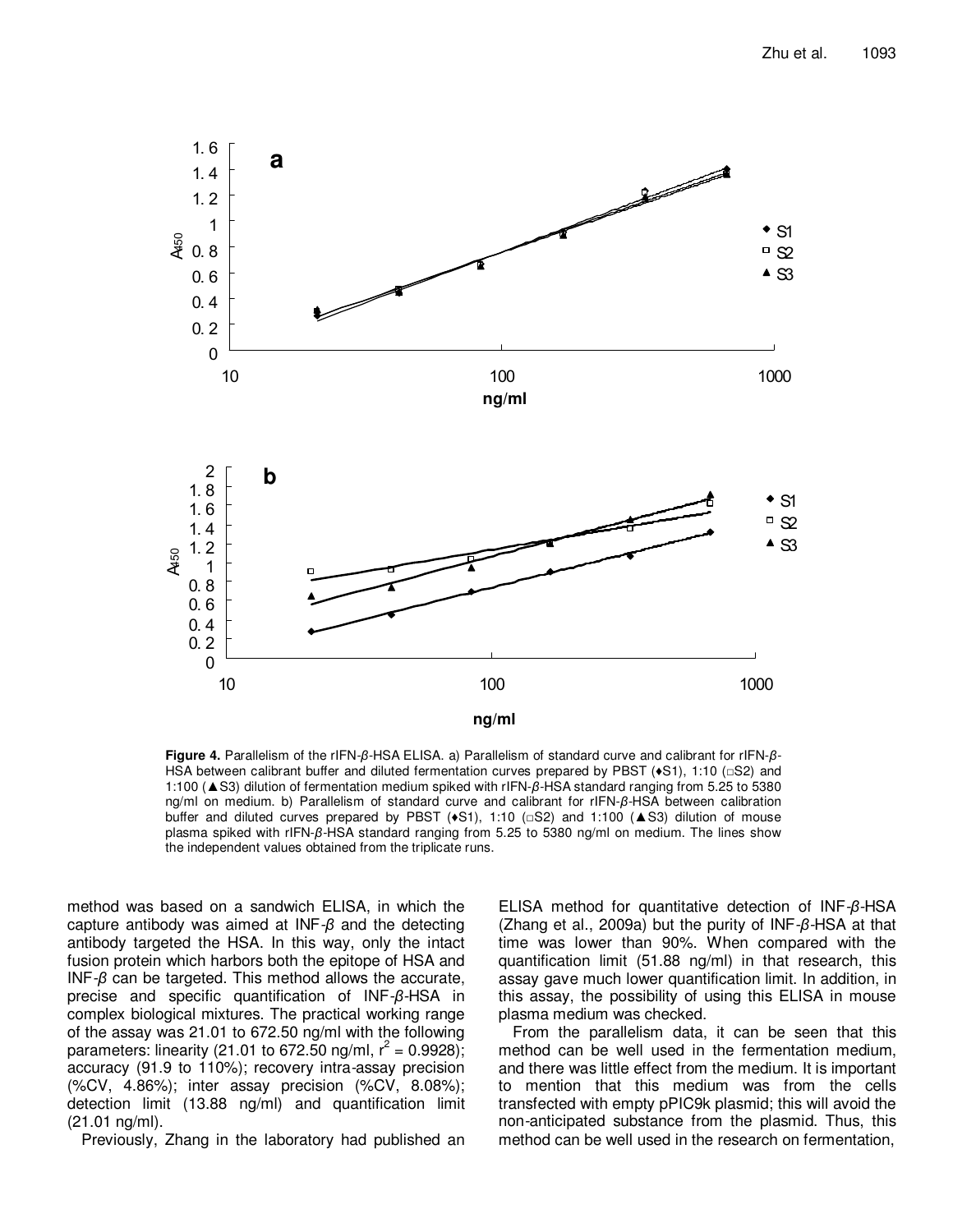**Figure 4.** Parallelism of the rIFN-*β*-HSA ELISA. a) Parallelism of standard curve and calibrant for rIFN-*β*-HSA between calibrant buffer and diluted fermentation curves prepared by PBST (♦S1), 1:10 (□S2) and 1:100 (▲S3) dilution of fermentation medium spiked with rIFN-*β*-HSA standard ranging from 5.25 to 5380 ng/ml on medium. b) Parallelism of standard curve and calibrant for rIFN-*β*-HSA between calibration buffer and diluted curves prepared by PBST (♦S1), 1:10 (□S2) and 1:100 (▲S3) dilution of mouse plasma spiked with rIFN-*β*-HSA standard ranging from 5.25 to 5380 ng/ml on medium. The lines show the independent values obtained from the triplicate runs.

method was based on a sandwich ELISA, in which the capture antibody was aimed at INF-*β* and the detecting antibody targeted the HSA. In this way, only the intact fusion protein which harbors both the epitope of HSA and INF-*β* can be targeted. This method allows the accurate, precise and specific quantification of INF-*β*-HSA in complex biological mixtures. The practical working range of the assay was 21.01 to 672.50 ng/ml with the following parameters: linearity (21.01 to 672.50 ng/ml, $r^2 = 0.9928$); accuracy (91.9 to 110%); recovery intra-assay precision (%CV, 4.86%); inter assay precision (%CV, 8.08%); detection limit (13.88 ng/ml) and quantification limit (21.01 ng/ml).

Previously, Zhang in the laboratory had published an ELISA method for quantitative detection of INF-*β*-HSA (Zhang et al., 2009a) but the purity of INF-*β*-HSA at that time was lower than 90%. When compared with the quantification limit (51.88 ng/ml) in that research, this assay gave much lower quantification limit. In addition, in this assay, the possibility of using this ELISA in mouse plasma medium was checked.

From the parallelism data, it can be seen that this method can be well used in the fermentation medium, and there was little effect from the medium. It is important to mention that this medium was from the cells transfected with empty pPIC9k plasmid; this will avoid the non-anticipated substance from the plasmid. Thus, this method can be well used in the research on fermentation,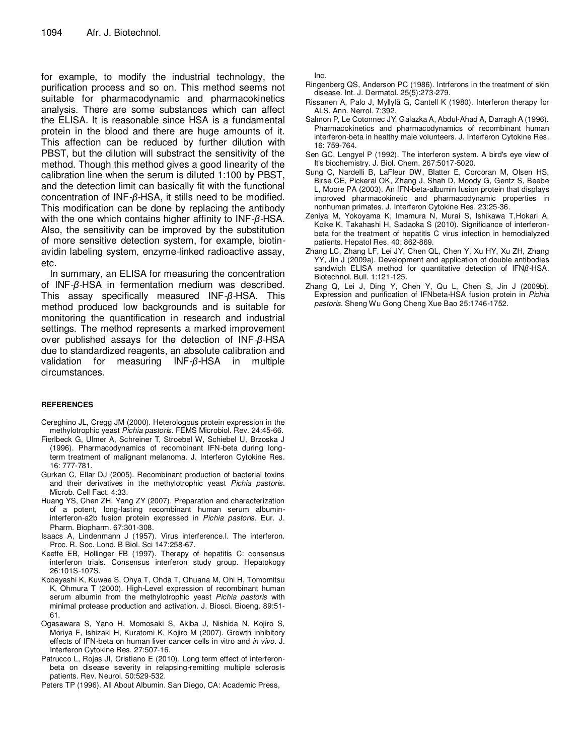for example, to modify the industrial technology, the purification process and so on. This method seems not suitable for pharmacodynamic and pharmacokinetics analysis. There are some substances which can affect the ELISA. It is reasonable since HSA is a fundamental protein in the blood and there are huge amounts of it. This affection can be reduced by further dilution with PBST, but the dilution will substract the sensitivity of the method. Though this method gives a good linearity of the calibration line when the serum is diluted 1:100 by PBST, and the detection limit can basically fit with the functional concentration of INF-*β*-HSA, it stills need to be modified. This modification can be done by replacing the antibody with the one which contains higher affinity to INF-*β*-HSA. Also, the sensitivity can be improved by the substitution of more sensitive detection system, for example, biotin-avidin labeling system, enzyme-linked radioactive assay, etc.

In summary, an ELISA for measuring the concentration of INF-*β*-HSA in fermentation medium was described. This assay specifically measured INF-*β*-HSA. This method produced low backgrounds and is suitable for monitoring the quantification in research and industrial settings. The method represents a marked improvement over published assays for the detection of INF-*β*-HSA due to standardized reagents, an absolute calibration and validation for measuring INF-*β*-HSA in multiple circumstances.

## REFERENCES

Cereghino JL, Cregg JM (2000). Heterologous protein expression in the methylotrophic yeast *Pichia pastoris*. FEMS Microbiol. Rev. 24:45-66.

Fierlbeck G, Ulmer A, Schreiner T, Stroebel W, Schiebel U, Brzoska J (1996). Pharmacodynamics of recombinant IFN-beta during long-term treatment of malignant melanoma. J. Interferon Cytokine Res. 16: 777-781.

Gurkan C, Ellar DJ (2005). Recombinant production of bacterial toxins and their derivatives in the methylotrophic yeast *Pichia pastoris*. Microb. Cell Fact. 4:33.

Huang YS, Chen ZH, Yang ZY (2007). Preparation and characterization of a potent, long-lasting recombinant human serum albumin-interferon-a2b fusion protein expressed in *Pichia pastoris*. Eur. J. Pharm. Biopharm. 67:301-308.

Isaacs A, Lindenmann J (1957). Virus interference.I. The interferon. Proc. R. Soc. Lond. B Biol. Sci 147:258-67.

Keeffe EB, Hollinger FB (1997). Therapy of hepatitis C: consensus interferon trials. Consensus interferon study group. Hepatokogy 26:101S-107S.

Kobayashi K, Kuwae S, Ohya T, Ohda T, Ohuana M, Ohi H, Tomomitsu K, Ohmura T (2000). High-Level expression of recombinant human serum albumin from the methylotrophic yeast *Pichia pastoris* with minimal protease production and activation. J. Biosci. Bioeng. 89:51-61.

Ogasawara S, Yano H, Momosaki S, Akiba J, Nishida N, Kojiro S, Moriya F, Ishizaki H, Kuratomi K, Kojiro M (2007). Growth inhibitory effects of IFN-beta on human liver cancer cells in vitro and *in vivo*. J. Interferon Cytokine Res. 27:507-16.

Patrucco L, Rojas JI, Cristiano E (2010). Long term effect of interferon-beta on disease severity in relapsing-remitting multiple sclerosis patients. Rev. Neurol. 50:529-532.

Peters TP (1996). All About Albumin. San Diego, CA: Academic Press, Inc.

Ringenberg QS, Anderson PC (1986). Intrferons in the treatment of skin disease. Int. J. Dermatol. 25(5):273-279.

Rissanen A, Palo J, Myllylä G, Cantell K (1980). Interferon therapy for ALS. Ann. Nerrol. 7:392.

Salmon P, Le Cotonnec JY, Galazka A, Abdul-Ahad A, Darragh A (1996). Pharmacokinetics and pharmacodynamics of recombinant human interferon-beta in healthy male volunteers. J. Interferon Cytokine Res. 16: 759-764.

Sen GC, Lengyel P (1992). The interferon system. A bird's eye view of It's biochemistry. J. Biol. Chem. 267:5017-5020.

Sung C, Nardelli B, LaFleur DW, Blatter E, Corcoran M, Olsen HS, Birse CE, Pickeral OK, Zhang J, Shah D, Moody G, Gentz S, Beebe L, Moore PA (2003). An IFN-beta-albumin fusion protein that displays improved pharmacokinetic and pharmacodynamic properties in nonhuman primates. J. Interferon Cytokine Res. 23:25-36.

Zeniya M, Yokoyama K, Imamura N, Murai S, Ishikawa T,Hokari A, Koike K, Takahashi H, Sadaoka S (2010). Significance of interferon-beta for the treatment of hepatitis C virus infection in hemodialyzed patients. Hepatol Res. 40: 862-869.

Zhang LC, Zhang LF, Lei JY, Chen QL, Chen Y, Xu HY, Xu ZH, Zhang YY, Jin J (2009a). Development and application of double antibodies sandwich ELISA method for quantitative detection of IFN*β*-HSA. Biotechnol. Bull. 1:121-125.

Zhang Q, Lei J, Ding Y, Chen Y, Qu L, Chen S, Jin J (2009b). Expression and purification of IFNbeta-HSA fusion protein in *Pichia pastoris*. Sheng Wu Gong Cheng Xue Bao 25:1746-1752.